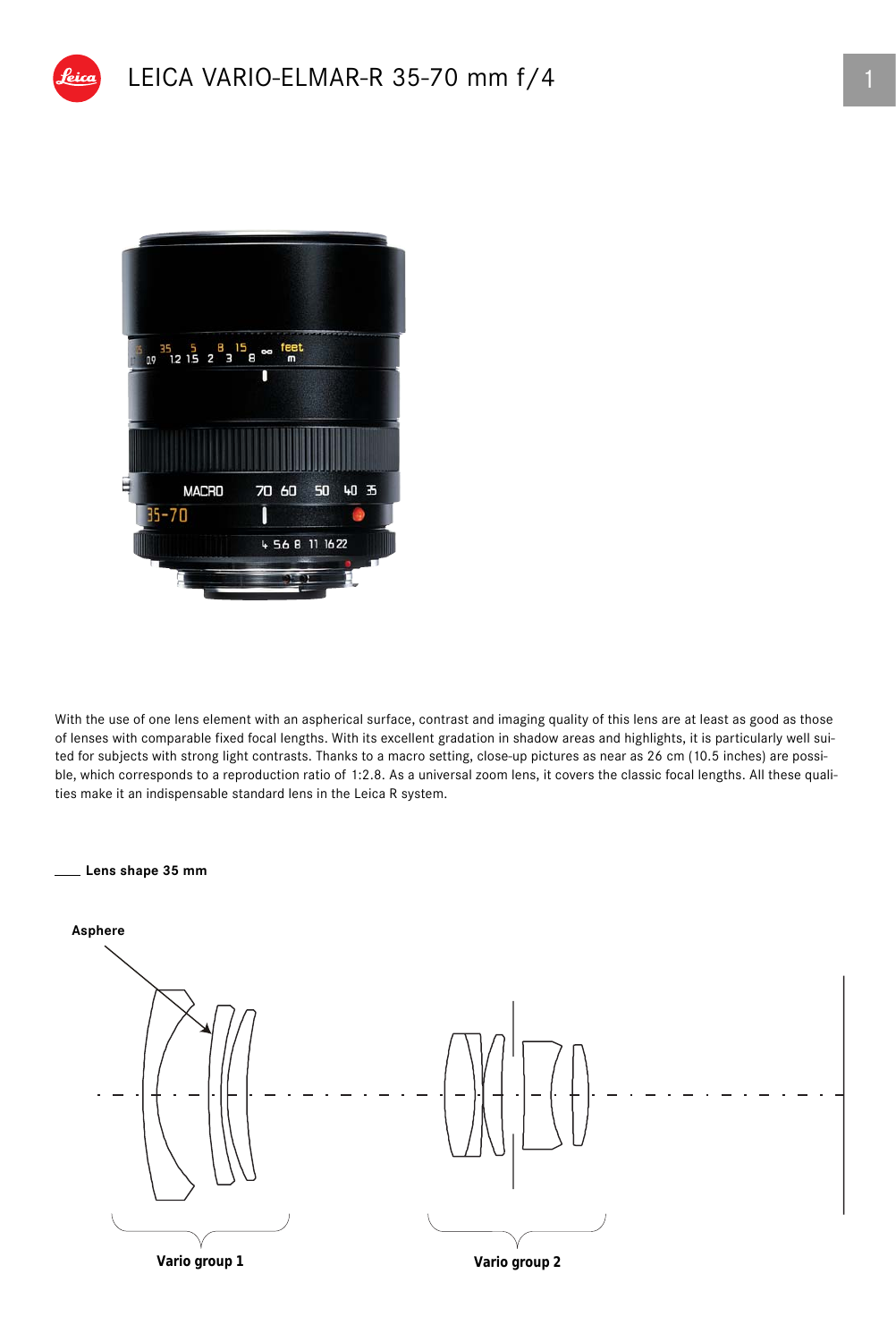# LEICA VARIO-ELMAR-R 35-70 mm f/4

With the use of one lens element with an aspherical surface, contrast and imaging quality of this lens are at least as good as those of lenses with comparable fixed focal lengths. With its excellent gradation in shadow areas and highlights, it is particularly well suited for subjects with strong light contrasts. Thanks to a macro setting, close-up pictures as near as 26 cm (10.5 inches) are possible, which corresponds to a reproduction ratio of 1:2.8. As a universal zoom lens, it covers the classic focal lengths. All these qualities make it an indispensable standard lens in the Leica R system.

**Lens shape 35 mm**

**Asphere**

**Vario group 1**

**Vario group 2**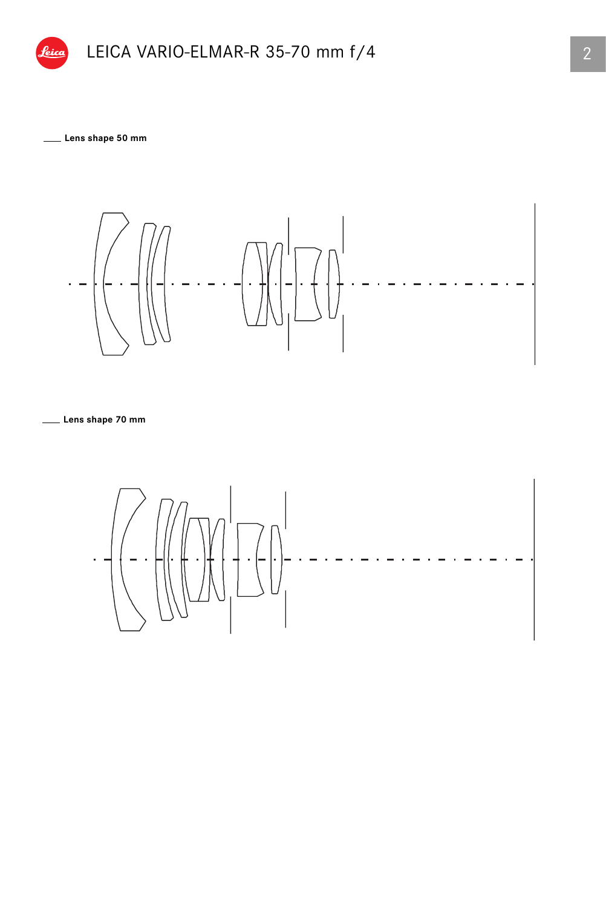Lens shape 50 mm

Lens shape 70 mm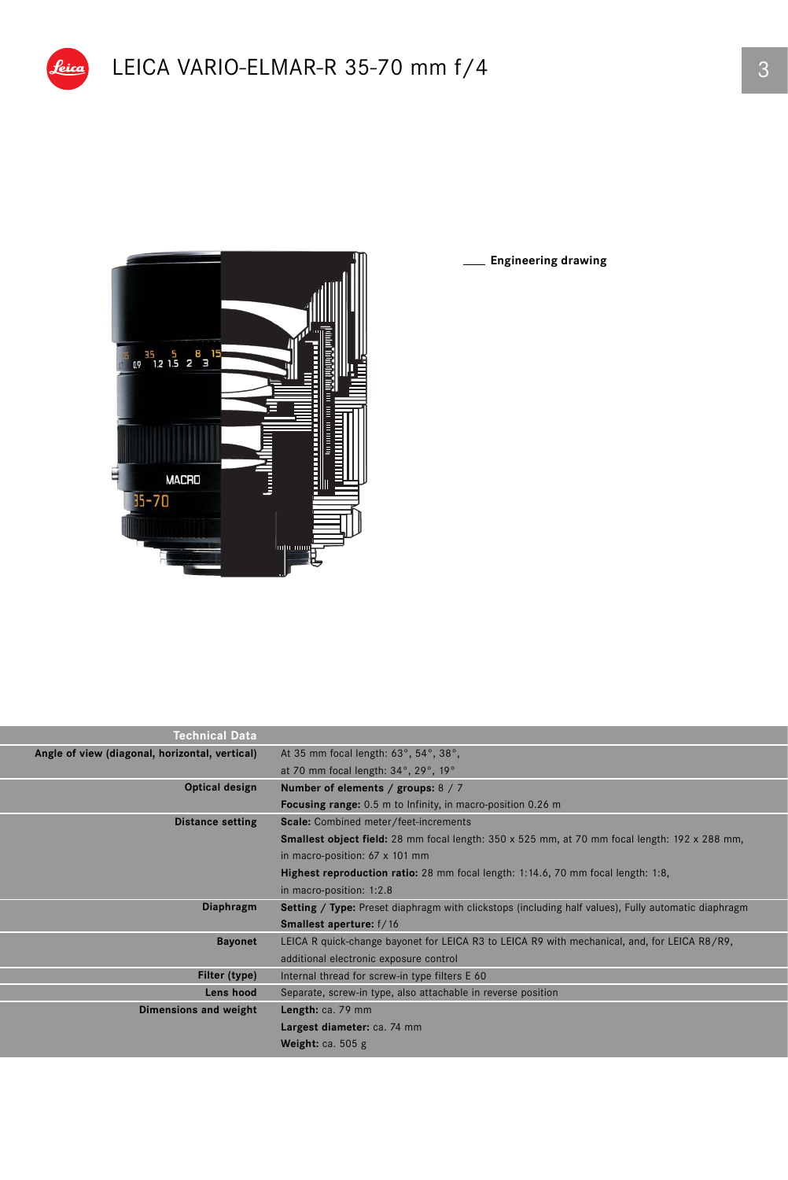# LEICA VARIO-ELMAR-R 35-70 mm f/4

Engineering drawing

| Technical Data | |
|---|---|
| **Angle of view (diagonal, horizontal, vertical)** | At 35 mm focal length: 63°, 54°, 38°,<br>at 70 mm focal length: 34°, 29°, 19° |
| **Optical design** | **Number of elements / groups:** 8 / 7<br>**Focusing range:** 0.5 m to Infinity, in macro-position 0.26 m |
| **Distance setting** | **Scale:** Combined meter/feet-increments<br>**Smallest object field:** 28 mm focal length: 350 x 525 mm, at 70 mm focal length: 192 x 288 mm, in macro-position: 67 x 101 mm<br>**Highest reproduction ratio:** 28 mm focal length: 1:14.6, 70 mm focal length: 1:8, in macro-position: 1:2.8 |
| **Diaphragm** | **Setting / Type:** Preset diaphragm with clickstops (including half values), Fully automatic diaphragm<br>**Smallest aperture:** f/16 |
| **Bayonet** | LEICA R quick-change bayonet for LEICA R3 to LEICA R9 with mechanical, and, for LEICA R8/R9, additional electronic exposure control |
| **Filter (type)** | Internal thread for screw-in type filters E 60 |
| **Lens hood** | Separate, screw-in type, also attachable in reverse position |
| **Dimensions and weight** | **Length:** ca. 79 mm<br>**Largest diameter:** ca. 74 mm<br>**Weight:** ca. 505 g |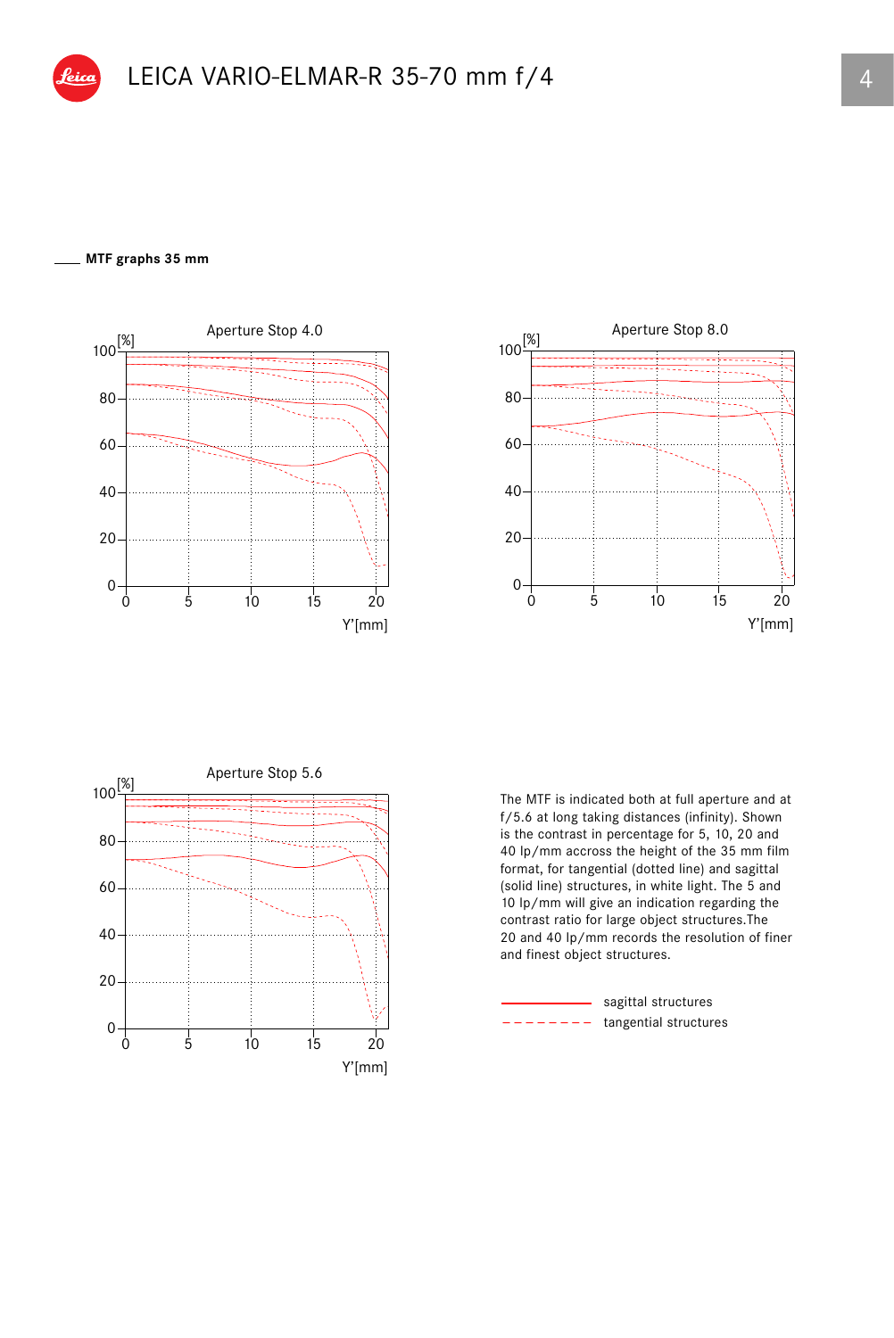# LEICA VARIO-ELMAR-R 35-70 mm f/4

## MTF graphs 35 mm

Aperture Stop 4.0

[%]

100
80
60
40
20
0

0 5 10 15 20

Y'[mm]

Aperture Stop 8.0

[%]

100
80
60
40
20
0

0 5 10 15 20

Y'[mm]

Aperture Stop 5.6

[%]

100
80
60
40
20
0

0 5 10 15 20

Y'[mm]

The MTF is indicated both at full aperture and at f/5.6 at long taking distances (infinity). Shown is the contrast in percentage for 5, 10, 20 and 40 lp/mm accross the height of the 35 mm film format, for tangential (dotted line) and sagittal (solid line) structures, in white light. The 5 and 10 lp/mm will give an indication regarding the contrast ratio for large object structures.The 20 and 40 lp/mm records the resolution of finer and finest object structures.

sagittal structures

tangential structures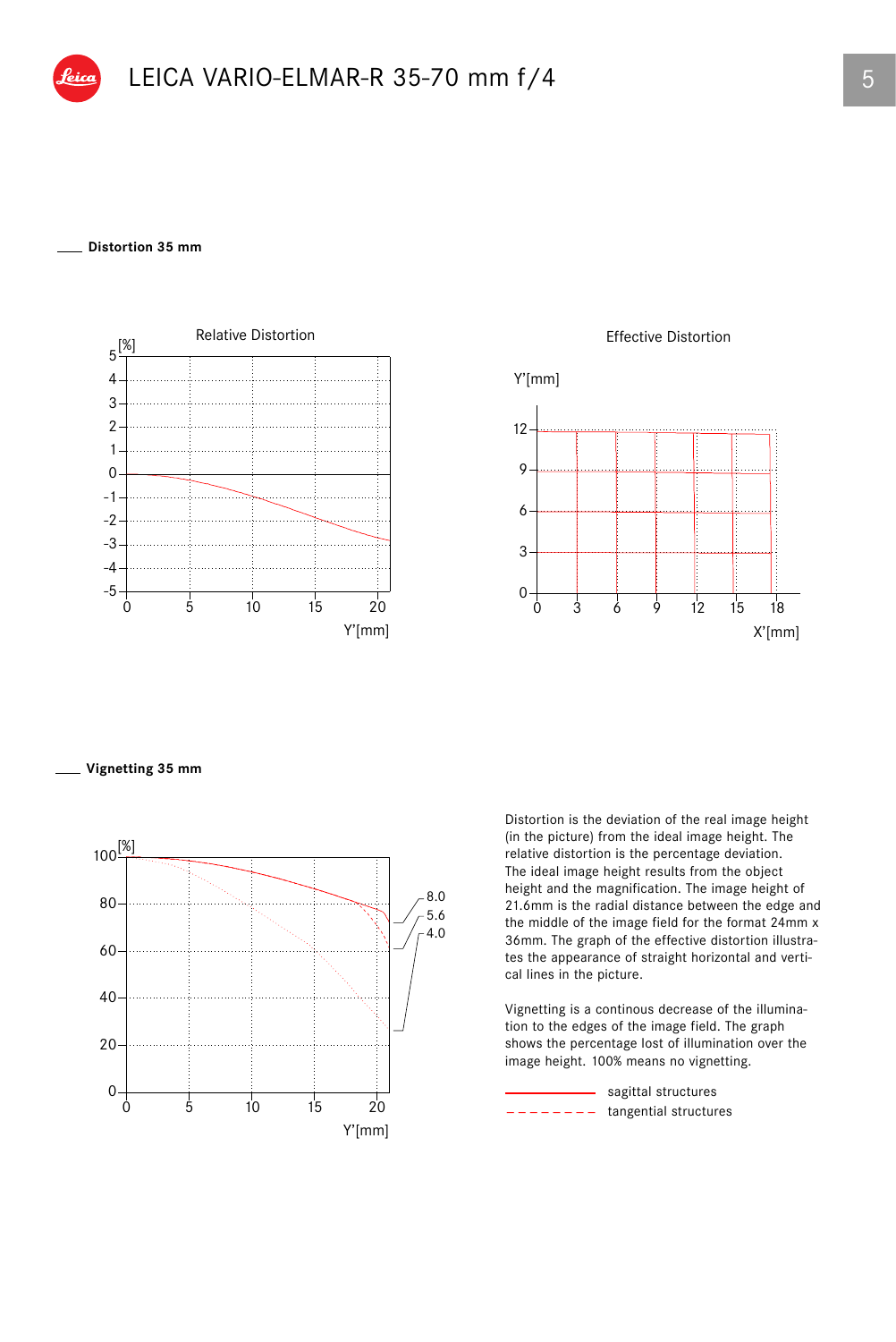# LEICA VARIO-ELMAR-R 35-70 mm f/4

## Distortion 35 mm

## Vignetting 35 mm

Distortion is the deviation of the real image height (in the picture) from the ideal image height. The relative distortion is the percentage deviation. The ideal image height results from the object height and the magnification. The image height of 21.6mm is the radial distance between the edge and the middle of the image field for the format 24mm x 36mm. The graph of the effective distortion illustrates the appearance of straight horizontal and vertical lines in the picture.

Vignetting is a continous decrease of the illumination to the edges of the image field. The graph shows the percentage lost of illumination over the image height. 100% means no vignetting.

sagittal structures

tangential structures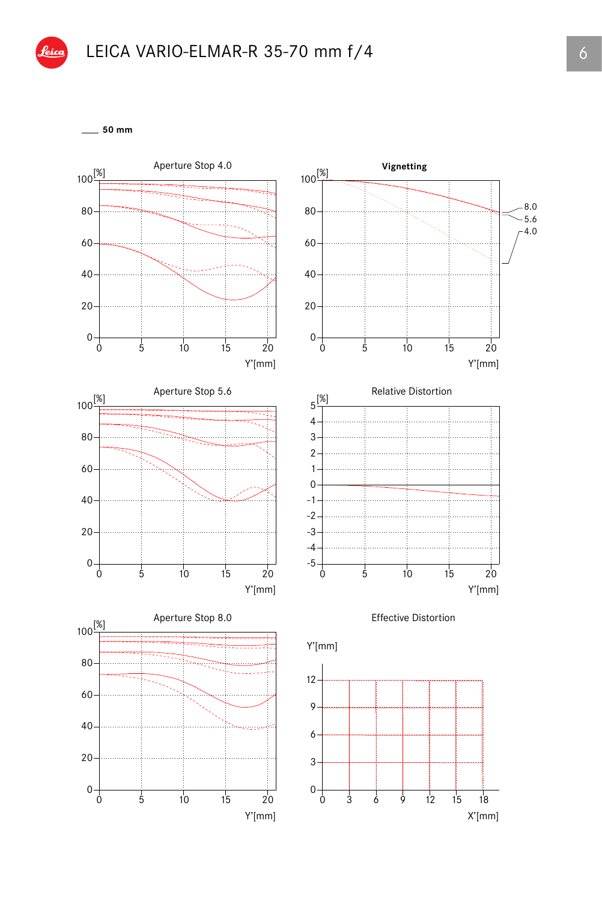# LEICA VARIO-ELMAR-R 35-70 mm f/4

50 mm

Aperture Stop 4.0

Vignetting

Aperture Stop 5.6

Relative Distortion

Aperture Stop 8.0

Effective Distortion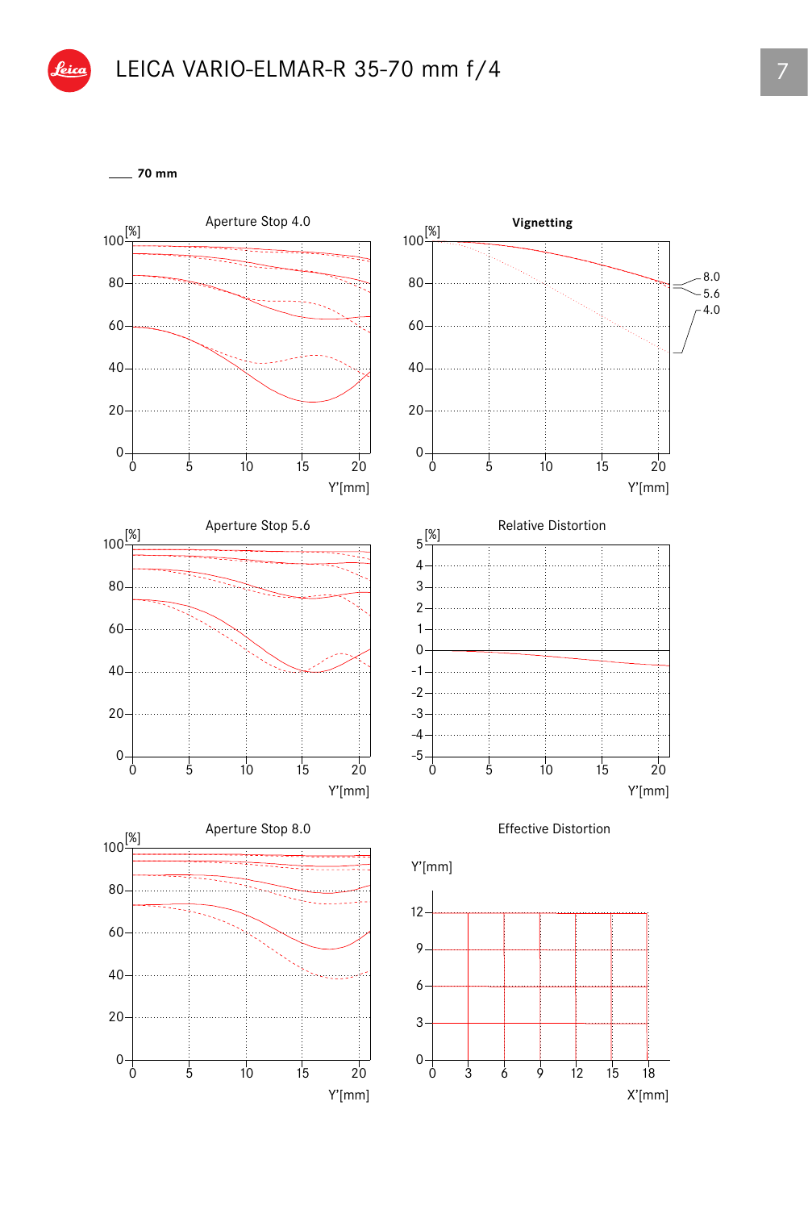# LEICA VARIO-ELMAR-R 35-70 mm f/4

70 mm

Aperture Stop 4.0

[%]

100
80
60
40
20
0

0 5 10 15 20

Y'[mm]

**Vignetting**

[%]

100
80
60
40
20
0

0 5 10 15 20

Y'[mm]

8.0
5.6
4.0

Aperture Stop 5.6

[%]

100
80
60
40
20
0

0 5 10 15 20

Y'[mm]

Relative Distortion

[%]

5
4
3
2
1
0
-1
-2
-3
-4
-5

0 5 10 15 20

Y'[mm]

Aperture Stop 8.0

[%]

100
80
60
40
20
0

0 5 10 15 20

Y'[mm]

Effective Distortion

Y'[mm]

12
9
6
3
0

0 3 6 9 12 15 18

X'[mm]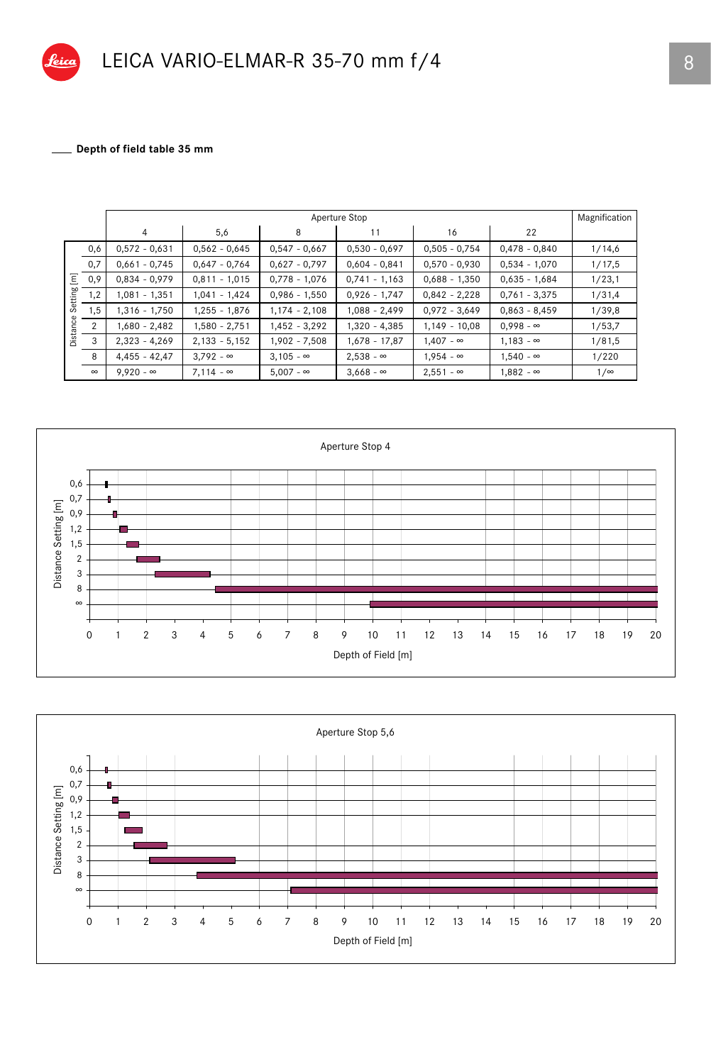# LEICA VARIO-ELMAR-R 35-70 mm f/4

**Depth of field table 35 mm**

| Distance Setting [m] | Aperture Stop 4 | 5,6 | 8 | 11 | 16 | 22 | Magnification |
|---|---|---|---|---|---|---|---|
| 0,6 | 0,572 - 0,631 | 0,562 - 0,645 | 0,547 - 0,667 | 0,530 - 0,697 | 0,505 - 0,754 | 0,478 - 0,840 | 1/14,6 |
| 0,7 | 0,661 - 0,745 | 0,647 - 0,764 | 0,627 - 0,797 | 0,604 - 0,841 | 0,570 - 0,930 | 0,534 - 1,070 | 1/17,5 |
| 0,9 | 0,834 - 0,979 | 0,811 - 1,015 | 0,778 - 1,076 | 0,741 - 1,163 | 0,688 - 1,350 | 0,635 - 1,684 | 1/23,1 |
| 1,2 | 1,081 - 1,351 | 1,041 - 1,424 | 0,986 - 1,550 | 0,926 - 1,747 | 0,842 - 2,228 | 0,761 - 3,375 | 1/31,4 |
| 1,5 | 1,316 - 1,750 | 1,255 - 1,876 | 1,174 - 2,108 | 1,088 - 2,499 | 0,972 - 3,649 | 0,863 - 8,459 | 1/39,8 |
| 2 | 1,680 - 2,482 | 1,580 - 2,751 | 1,452 - 3,292 | 1,320 - 4,385 | 1,149 - 10,08 | 0,998 - ∞ | 1/53,7 |
| 3 | 2,323 - 4,269 | 2,133 - 5,152 | 1,902 - 7,508 | 1,678 - 17,87 | 1,407 - ∞ | 1,183 - ∞ | 1/81,5 |
| 8 | 4,455 - 42,47 | 3,792 - ∞ | 3,105 - ∞ | 2,538 - ∞ | 1,954 - ∞ | 1,540 - ∞ | 1/220 |
| ∞ | 9,920 - ∞ | 7,114 - ∞ | 5,007 - ∞ | 3,668 - ∞ | 2,551 - ∞ | 1,882 - ∞ | 1/∞ |

Aperture Stop 4

Distance Setting [m] / Depth of Field [m]

Aperture Stop 5,6

Distance Setting [m] / Depth of Field [m]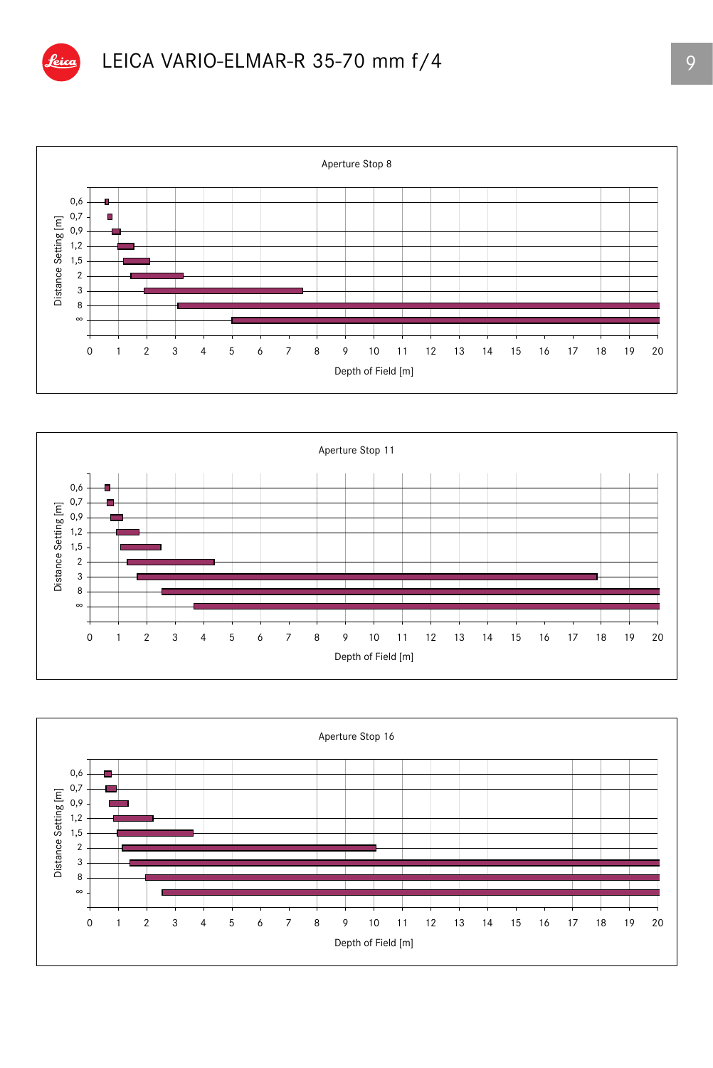# LEICA VARIO-ELMAR-R 35-70 mm f/4

Aperture Stop 8

Distance Setting [m]: 0,6 · 0,7 · 0,9 · 1,2 · 1,5 · 2 · 3 · 8 · ∞

Depth of Field [m]: 0 1 2 3 4 5 6 7 8 9 10 11 12 13 14 15 16 17 18 19 20

Aperture Stop 11

Distance Setting [m]: 0,6 · 0,7 · 0,9 · 1,2 · 1,5 · 2 · 3 · 8 · ∞

Depth of Field [m]: 0 1 2 3 4 5 6 7 8 9 10 11 12 13 14 15 16 17 18 19 20

Aperture Stop 16

Distance Setting [m]: 0,6 · 0,7 · 0,9 · 1,2 · 1,5 · 2 · 3 · 8 · ∞

Depth of Field [m]: 0 1 2 3 4 5 6 7 8 9 10 11 12 13 14 15 16 17 18 19 20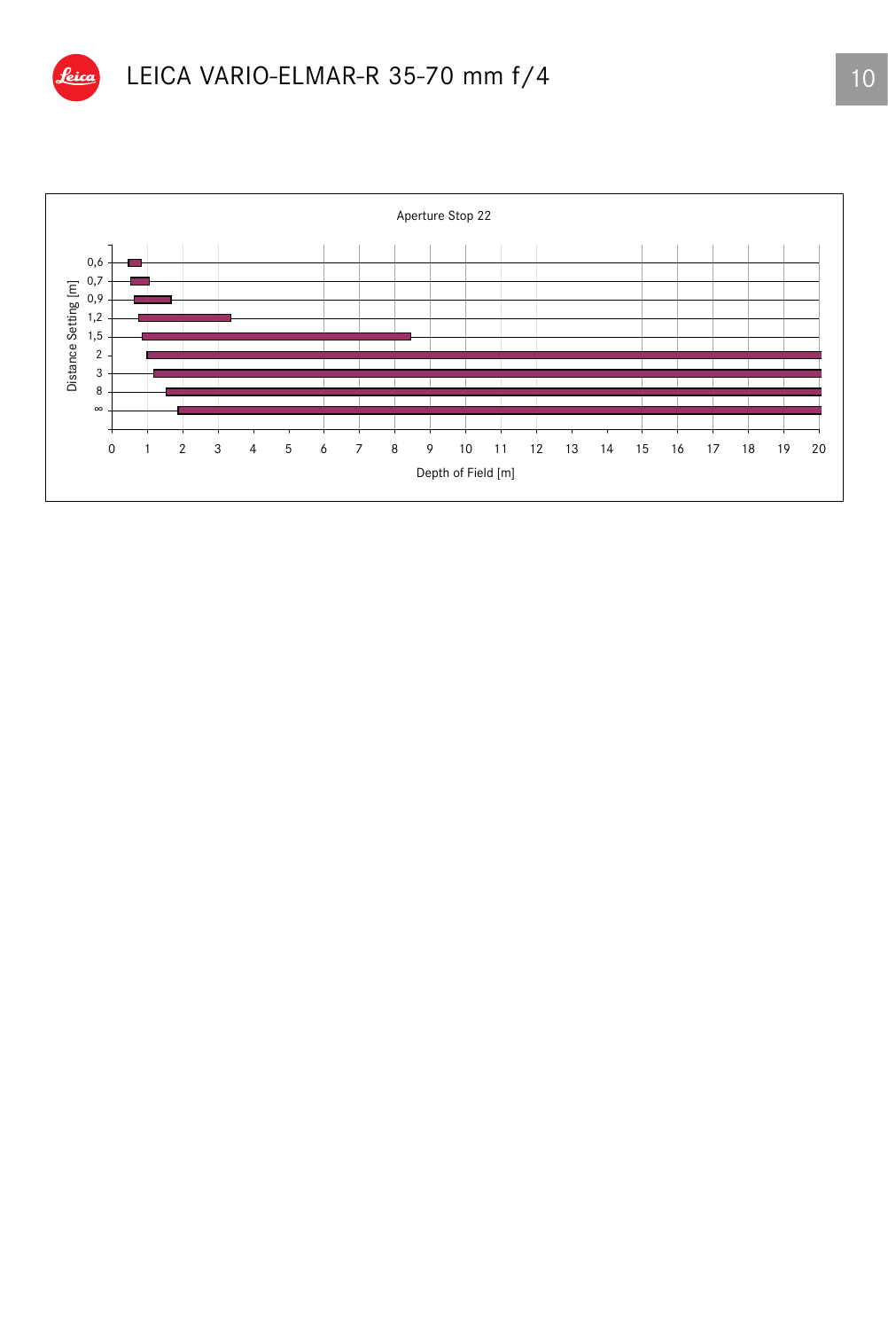# LEICA VARIO-ELMAR-R 35-70 mm f/4

Aperture Stop 22

Distance Setting [m]: 0,6 · 0,7 · 0,9 · 1,2 · 1,5 · 2 · 3 · 8 · ∞

Depth of Field [m]: 0 · 1 · 2 · 3 · 4 · 5 · 6 · 7 · 8 · 9 · 10 · 11 · 12 · 13 · 14 · 15 · 16 · 17 · 18 · 19 · 20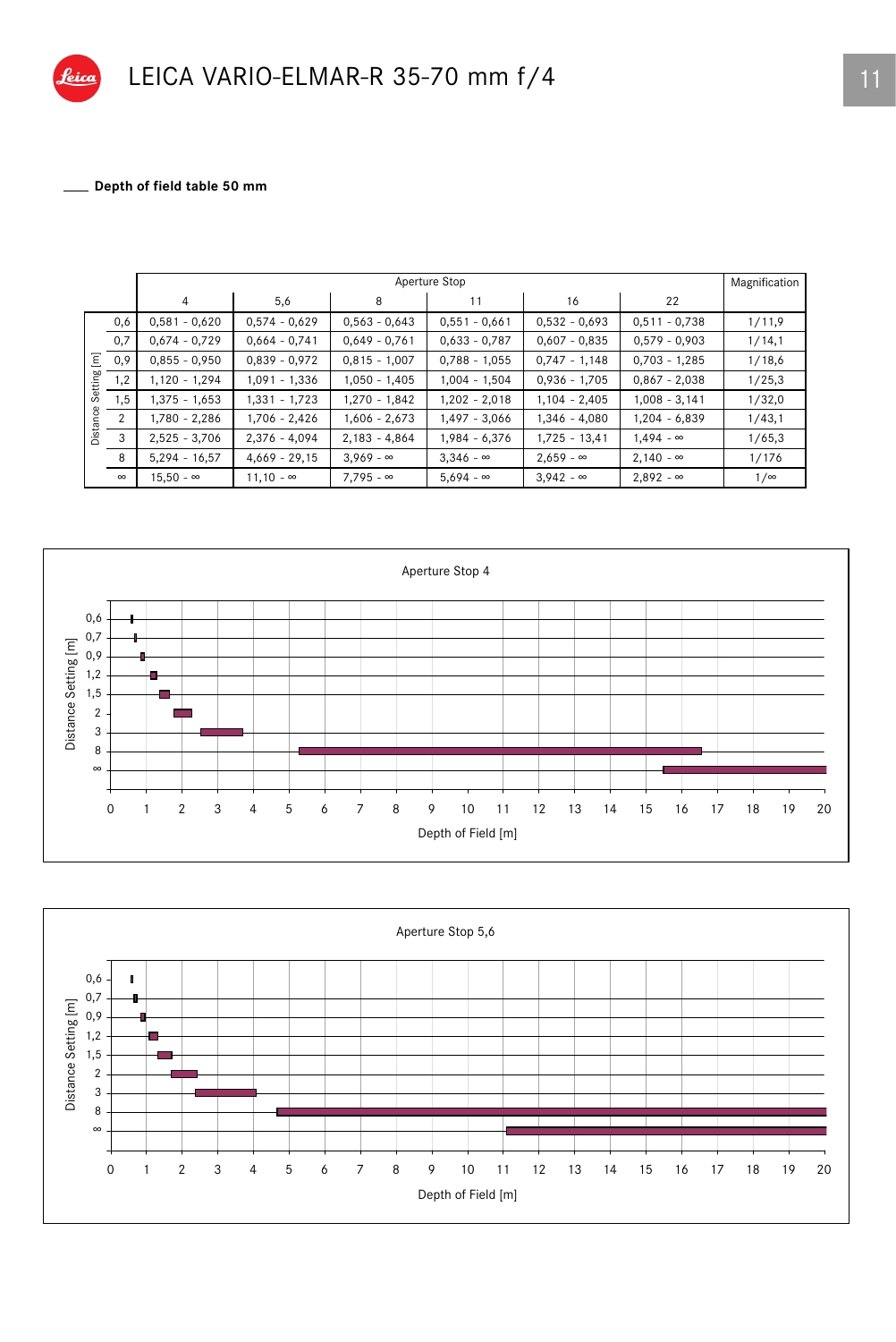# LEICA VARIO-ELMAR-R 35-70 mm f/4

## Depth of field table 50 mm

| Distance Setting [m] | Aperture Stop 4 | 5,6 | 8 | 11 | 16 | 22 | Magnification |
|---|---|---|---|---|---|---|---|
| 0,6 | 0,581 - 0,620 | 0,574 - 0,629 | 0,563 - 0,643 | 0,551 - 0,661 | 0,532 - 0,693 | 0,511 - 0,738 | 1/11,9 |
| 0,7 | 0,674 - 0,729 | 0,664 - 0,741 | 0,649 - 0,761 | 0,633 - 0,787 | 0,607 - 0,835 | 0,579 - 0,903 | 1/14,1 |
| 0,9 | 0,855 - 0,950 | 0,839 - 0,972 | 0,815 - 1,007 | 0,788 - 1,055 | 0,747 - 1,148 | 0,703 - 1,285 | 1/18,6 |
| 1,2 | 1,120 - 1,294 | 1,091 - 1,336 | 1,050 - 1,405 | 1,004 - 1,504 | 0,936 - 1,705 | 0,867 - 2,038 | 1/25,3 |
| 1,5 | 1,375 - 1,653 | 1,331 - 1,723 | 1,270 - 1,842 | 1,202 - 2,018 | 1,104 - 2,405 | 1,008 - 3,141 | 1/32,0 |
| 2 | 1,780 - 2,286 | 1,706 - 2,426 | 1,606 - 2,673 | 1,497 - 3,066 | 1,346 - 4,080 | 1,204 - 6,839 | 1/43,1 |
| 3 | 2,525 - 3,706 | 2,376 - 4,094 | 2,183 - 4,864 | 1,984 - 6,376 | 1,725 - 13,41 | 1,494 - ∞ | 1/65,3 |
| 8 | 5,294 - 16,57 | 4,669 - 29,15 | 3,969 - ∞ | 3,346 - ∞ | 2,659 - ∞ | 2,140 - ∞ | 1/176 |
| ∞ | 15,50 - ∞ | 11,10 - ∞ | 7,795 - ∞ | 5,694 - ∞ | 3,942 - ∞ | 2,892 - ∞ | 1/∞ |

Aperture Stop 4

Distance Setting [m]: 0,6; 0,7; 0,9; 1,2; 1,5; 2; 3; 8; ∞

Depth of Field [m]: 0–20

Aperture Stop 5,6

Distance Setting [m]: 0,6; 0,7; 0,9; 1,2; 1,5; 2; 3; 8; ∞

Depth of Field [m]: 0–20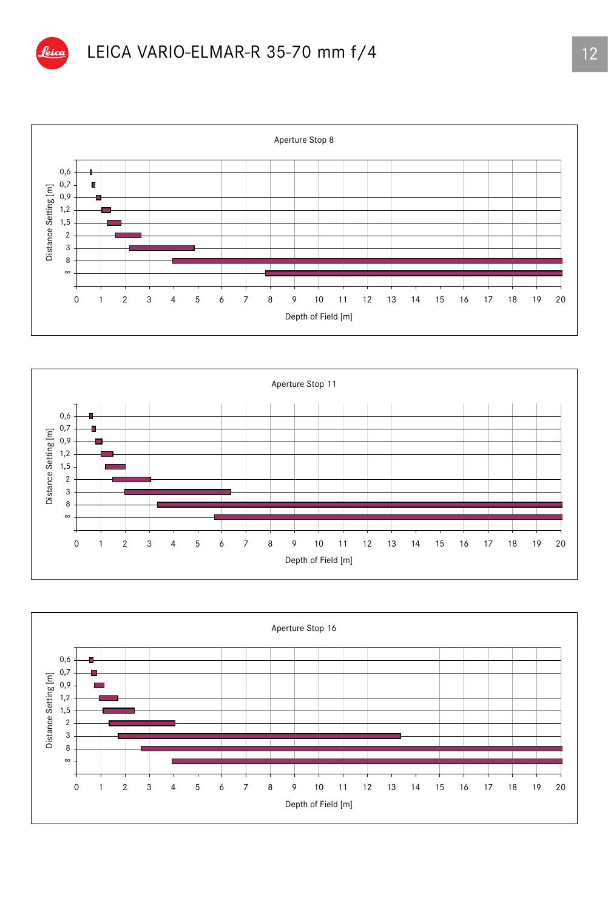# LEICA VARIO-ELMAR-R 35-70 mm f/4

Aperture Stop 8

Distance Setting [m]: 0,6 · 0,7 · 0,9 · 1,2 · 1,5 · 2 · 3 · 8 · ∞

Depth of Field [m]: 0 1 2 3 4 5 6 7 8 9 10 11 12 13 14 15 16 17 18 19 20

Aperture Stop 11

Distance Setting [m]: 0,6 · 0,7 · 0,9 · 1,2 · 1,5 · 2 · 3 · 8 · ∞

Depth of Field [m]: 0 1 2 3 4 5 6 7 8 9 10 11 12 13 14 15 16 17 18 19 20

Aperture Stop 16

Distance Setting [m]: 0,6 · 0,7 · 0,9 · 1,2 · 1,5 · 2 · 3 · 8 · ∞

Depth of Field [m]: 0 1 2 3 4 5 6 7 8 9 10 11 12 13 14 15 16 17 18 19 20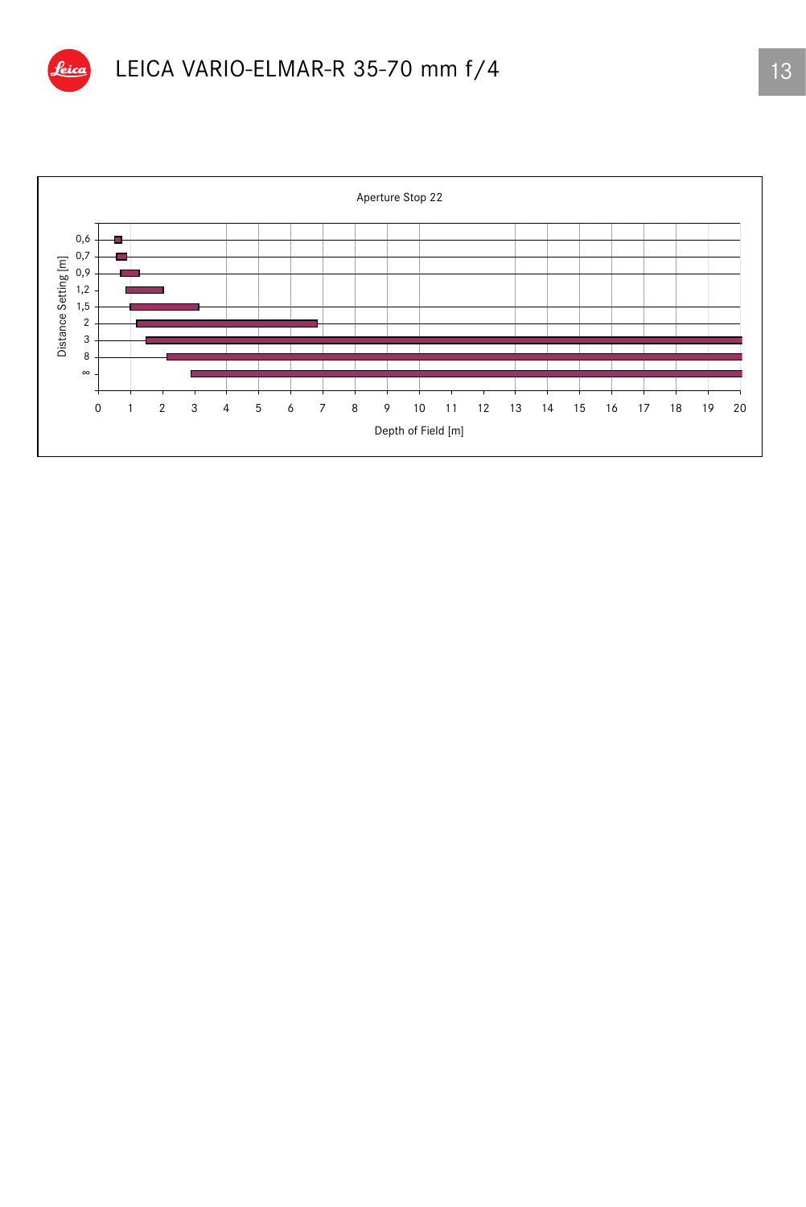# LEICA VARIO-ELMAR-R 35-70 mm f/4

Aperture Stop 22

Distance Setting [m]: 0,6; 0,7; 0,9; 1,2; 1,5; 2; 3; 8; ∞

Depth of Field [m]: 0 1 2 3 4 5 6 7 8 9 10 11 12 13 14 15 16 17 18 19 20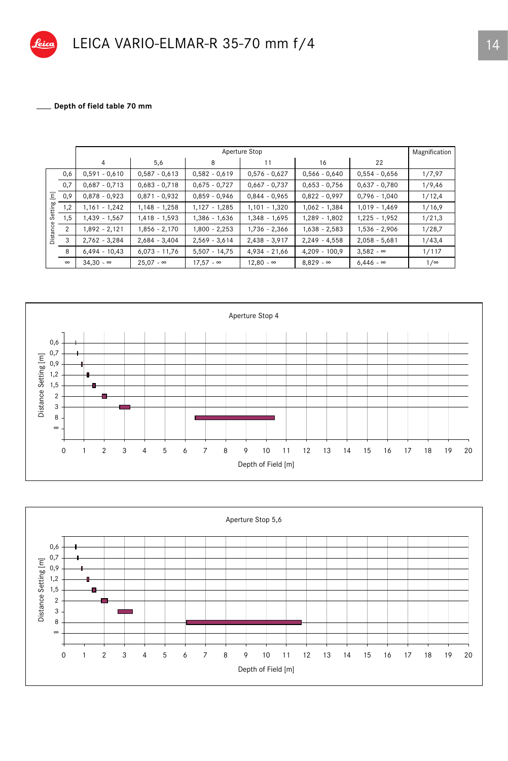# LEICA VARIO-ELMAR-R 35-70 mm f/4

## Depth of field table 70 mm

| Distance Setting [m] | Aperture Stop 4 | 5,6 | 8 | 11 | 16 | 22 | Magnification |
|---|---|---|---|---|---|---|---|
| 0,6 | 0,591 - 0,610 | 0,587 - 0,613 | 0,582 - 0,619 | 0,576 - 0,627 | 0,566 - 0,640 | 0,554 - 0,656 | 1/7,97 |
| 0,7 | 0,687 - 0,713 | 0,683 - 0,718 | 0,675 - 0,727 | 0,667 - 0,737 | 0,653 - 0,756 | 0,637 - 0,780 | 1/9,46 |
| 0,9 | 0,878 - 0,923 | 0,871 - 0,932 | 0,859 - 0,946 | 0,844 - 0,965 | 0,822 - 0,997 | 0,796 - 1,040 | 1/12,4 |
| 1,2 | 1,161 - 1,242 | 1,148 - 1,258 | 1,127 - 1,285 | 1,101 - 1,320 | 1,062 - 1,384 | 1,019 - 1,469 | 1/16,9 |
| 1,5 | 1,439 - 1,567 | 1,418 - 1,593 | 1,386 - 1,636 | 1,348 - 1,695 | 1,289 - 1,802 | 1,225 - 1,952 | 1/21,3 |
| 2 | 1,892 - 2,121 | 1,856 - 2,170 | 1,800 - 2,253 | 1,736 - 2,366 | 1,638 - 2,583 | 1,536 - 2,906 | 1/28,7 |
| 3 | 2,762 - 3,284 | 2,684 - 3,404 | 2,569 - 3,614 | 2,438 - 3,917 | 2,249 - 4,558 | 2,058 - 5,681 | 1/43,4 |
| 8 | 6,494 - 10,43 | 6,073 - 11,76 | 5,507 - 14,75 | 4,934 - 21,66 | 4,209 - 100,9 | 3,582 - ∞ | 1/117 |
| ∞ | 34,30 - ∞ | 25,07 - ∞ | 17,57 - ∞ | 12,80 - ∞ | 8,829 - ∞ | 6,446 - ∞ | 1/∞ |

Aperture Stop 4

Aperture Stop 5,6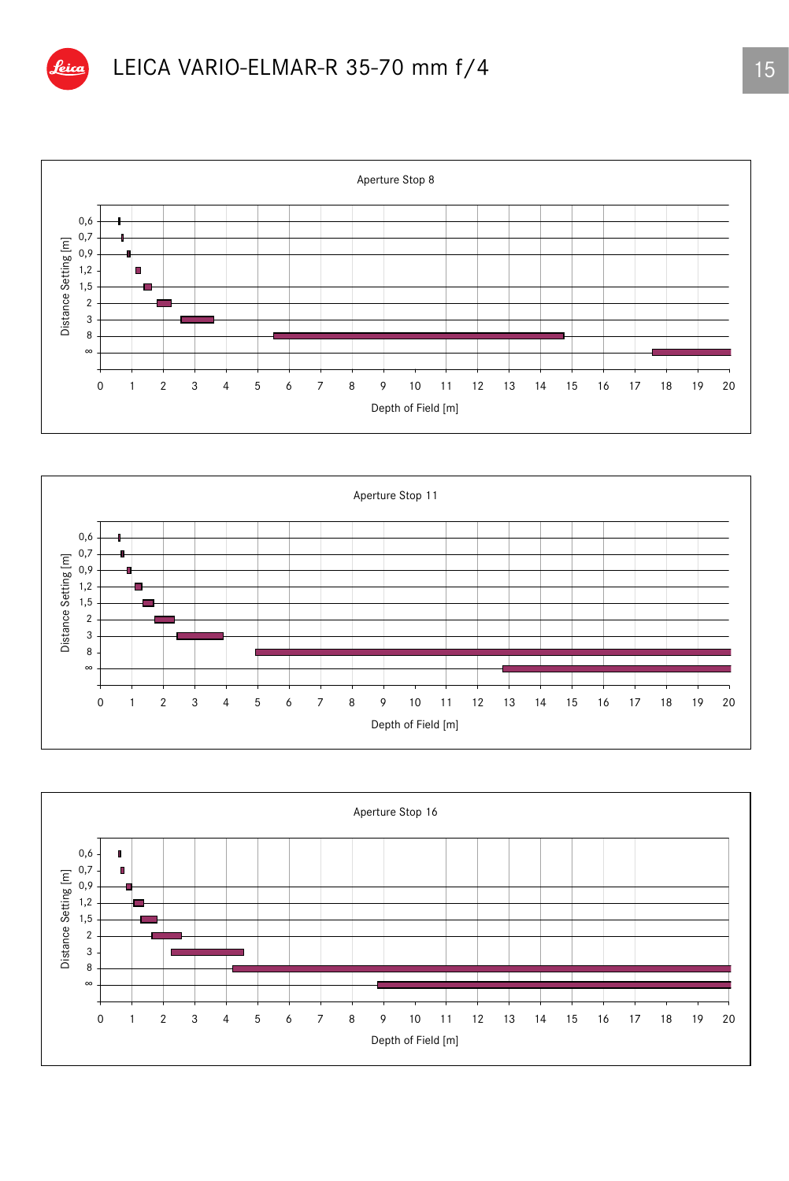# LEICA VARIO-ELMAR-R 35-70 mm f/4

Aperture Stop 8

Distance Setting [m]: 0,6 · 0,7 · 0,9 · 1,2 · 1,5 · 2 · 3 · 8 · ∞

Depth of Field [m]: 0 1 2 3 4 5 6 7 8 9 10 11 12 13 14 15 16 17 18 19 20

Aperture Stop 11

Distance Setting [m]: 0,6 · 0,7 · 0,9 · 1,2 · 1,5 · 2 · 3 · 8 · ∞

Depth of Field [m]: 0 1 2 3 4 5 6 7 8 9 10 11 12 13 14 15 16 17 18 19 20

Aperture Stop 16

Distance Setting [m]: 0,6 · 0,7 · 0,9 · 1,2 · 1,5 · 2 · 3 · 8 · ∞

Depth of Field [m]: 0 1 2 3 4 5 6 7 8 9 10 11 12 13 14 15 16 17 18 19 20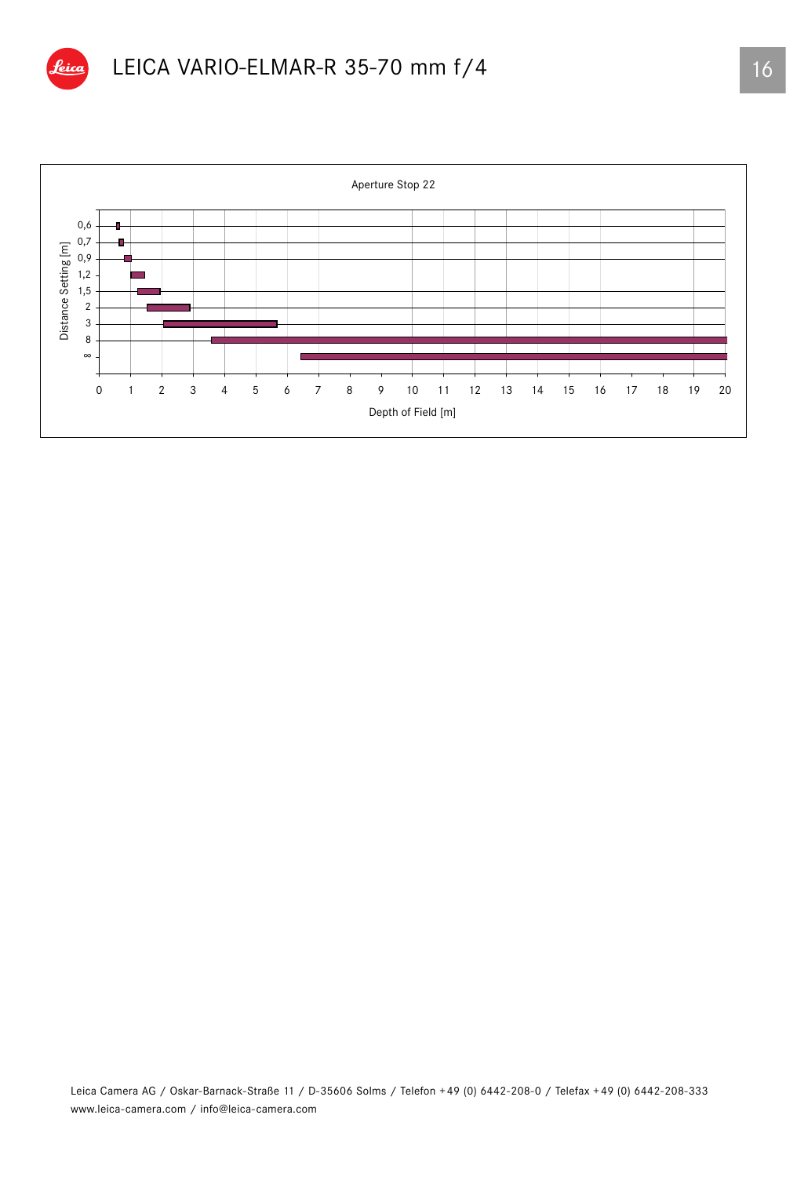# LEICA VARIO-ELMAR-R 35-70 mm f/4

Aperture Stop 22

Distance Setting [m]

0,6
0,7
0,9
1,2
1,5
2
3
8
∞

0 1 2 3 4 5 6 7 8 9 10 11 12 13 14 15 16 17 18 19 20

Depth of Field [m]

Leica Camera AG / Oskar-Barnack-Straße 11 / D-35606 Solms / Telefon +49 (0) 6442-208-0 / Telefax +49 (0) 6442-208-333
www.leica-camera.com / info@leica-camera.com